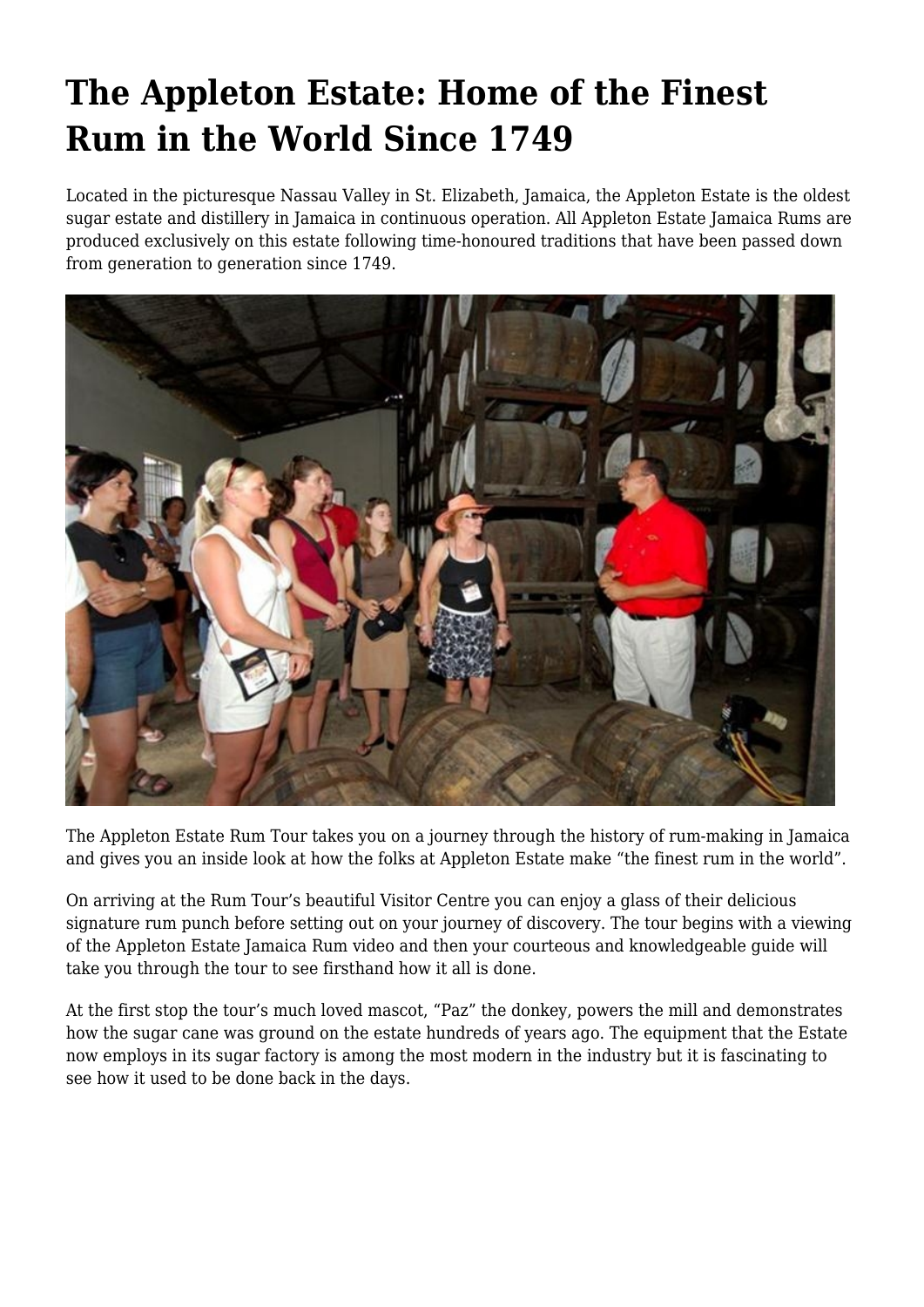# The Appleton Estate: Home of the Finest Rum in the World Since 1749

Located in the picturesque Nassau Valley in St. Elizabeth, Jamaica, the Appleton Estate is the oldest sugar estate and distillery in Jamaica in continuous operation. All Appleton Estate Jamaica Rums are produced exclusively on this estate following time-honoured traditions that have been passed down from generation to generation since 1749.

The Appleton Estate Rum Tour takes you on a journey through the history of rum-making in Jamaica and gives you an inside look at how the folks at Appleton Estate make "the finest rum in the world".

On arriving at the Rum Tour's beautiful Visitor Centre you can enjoy a glass of their delicious signature rum punch before setting out on your journey of discovery. The tour begins with a viewing of the Appleton Estate Jamaica Rum video and then your courteous and knowledgeable guide will take you through the tour to see firsthand how it all is done.

At the first stop the tour's much loved mascot, "Paz" the donkey, powers the mill and demonstrates how the sugar cane was ground on the estate hundreds of years ago. The equipment that the Estate now employs in its sugar factory is among the most modern in the industry but it is fascinating to see how it used to be done back in the days.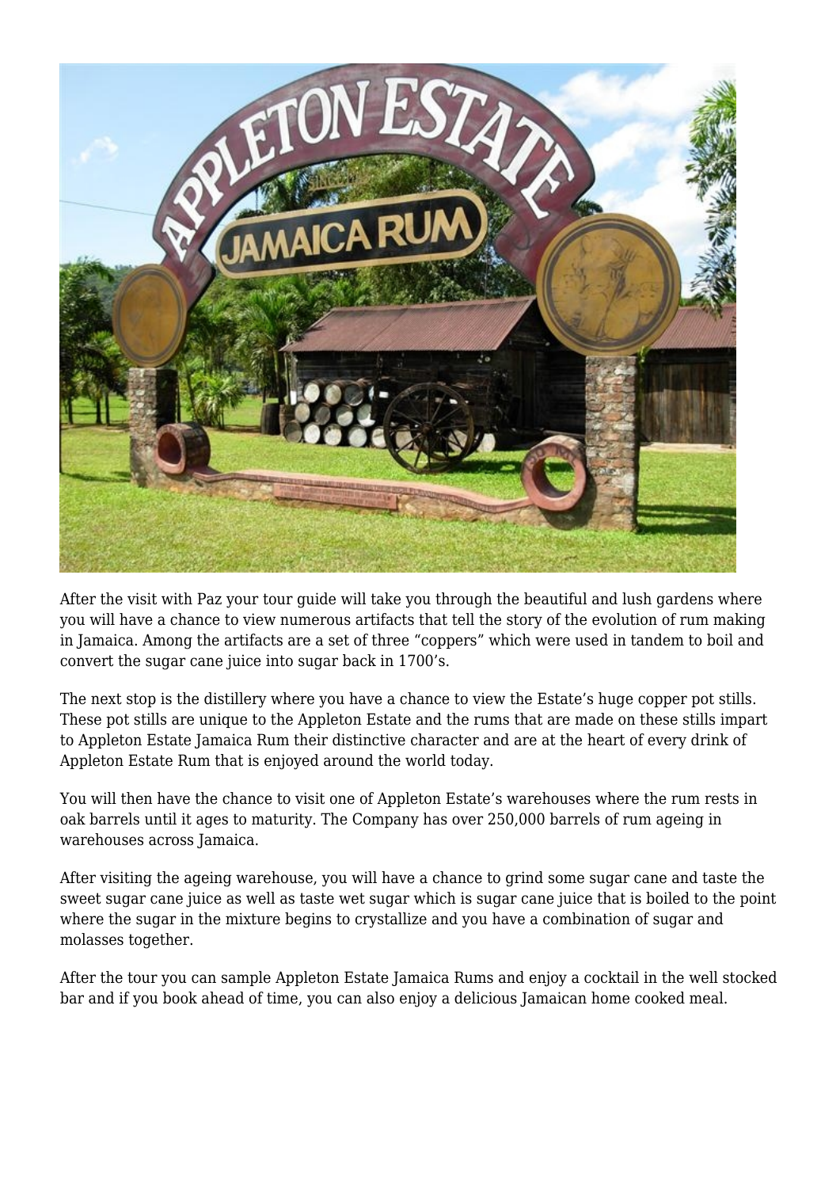After the visit with Paz your tour guide will take you through the beautiful and lush gardens where you will have a chance to view numerous artifacts that tell the story of the evolution of rum making in Jamaica. Among the artifacts are a set of three “coppers” which were used in tandem to boil and convert the sugar cane juice into sugar back in 1700’s.

The next stop is the distillery where you have a chance to view the Estate’s huge copper pot stills. These pot stills are unique to the Appleton Estate and the rums that are made on these stills impart to Appleton Estate Jamaica Rum their distinctive character and are at the heart of every drink of Appleton Estate Rum that is enjoyed around the world today.

You will then have the chance to visit one of Appleton Estate’s warehouses where the rum rests in oak barrels until it ages to maturity. The Company has over 250,000 barrels of rum ageing in warehouses across Jamaica.

After visiting the ageing warehouse, you will have a chance to grind some sugar cane and taste the sweet sugar cane juice as well as taste wet sugar which is sugar cane juice that is boiled to the point where the sugar in the mixture begins to crystallize and you have a combination of sugar and molasses together.

After the tour you can sample Appleton Estate Jamaica Rums and enjoy a cocktail in the well stocked bar and if you book ahead of time, you can also enjoy a delicious Jamaican home cooked meal.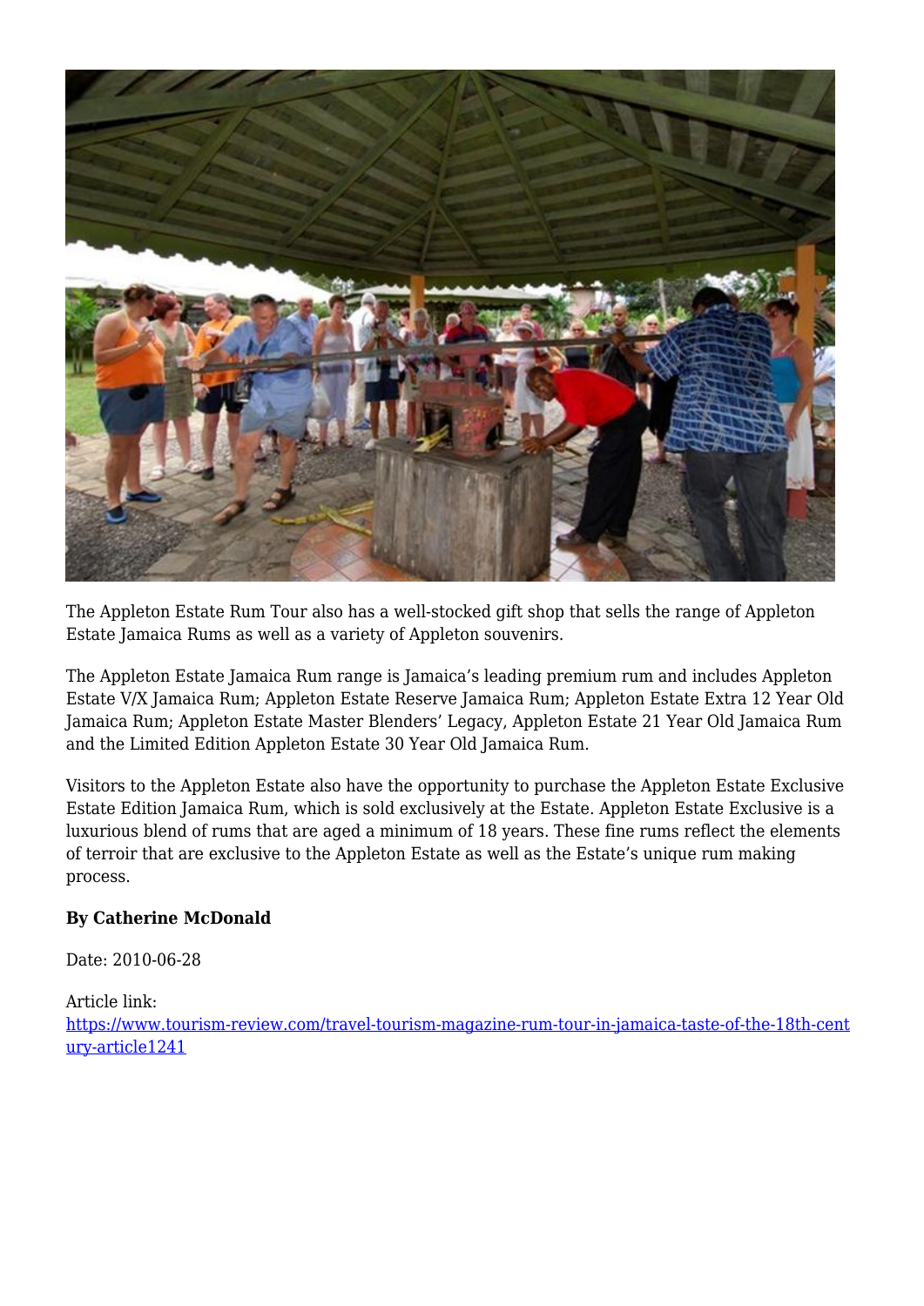The Appleton Estate Rum Tour also has a well-stocked gift shop that sells the range of Appleton Estate Jamaica Rums as well as a variety of Appleton souvenirs.

The Appleton Estate Jamaica Rum range is Jamaica's leading premium rum and includes Appleton Estate V/X Jamaica Rum; Appleton Estate Reserve Jamaica Rum; Appleton Estate Extra 12 Year Old Jamaica Rum; Appleton Estate Master Blenders' Legacy, Appleton Estate 21 Year Old Jamaica Rum and the Limited Edition Appleton Estate 30 Year Old Jamaica Rum.

Visitors to the Appleton Estate also have the opportunity to purchase the Appleton Estate Exclusive Estate Edition Jamaica Rum, which is sold exclusively at the Estate. Appleton Estate Exclusive is a luxurious blend of rums that are aged a minimum of 18 years. These fine rums reflect the elements of terroir that are exclusive to the Appleton Estate as well as the Estate's unique rum making process.

**By Catherine McDonald**

Date: 2010-06-28

Article link:
https://www.tourism-review.com/travel-tourism-magazine-rum-tour-in-jamaica-taste-of-the-18th-century-article1241